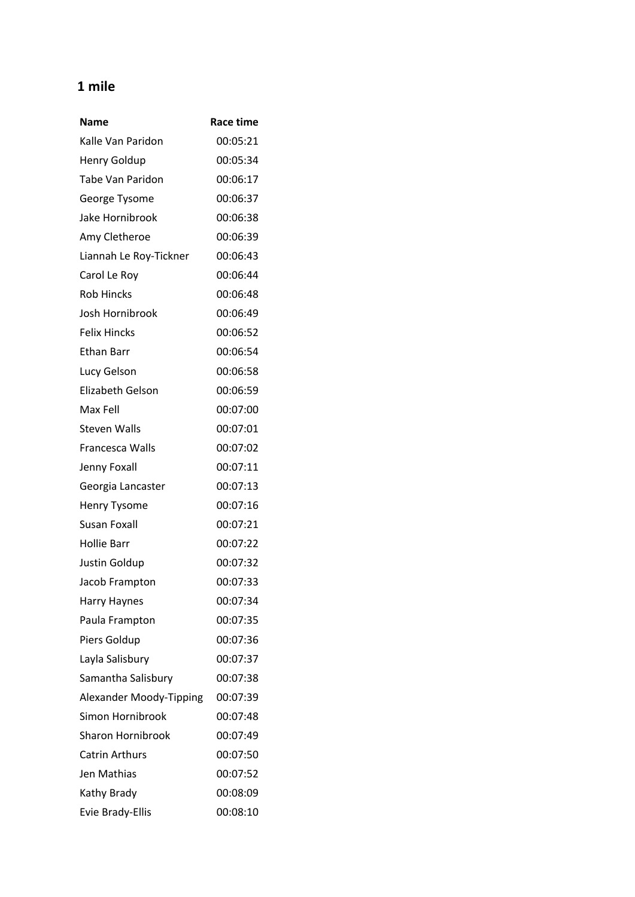## 1 mile

| Name | Race time |
|---|---|
| Kalle Van Paridon | 00:05:21 |
| Henry Goldup | 00:05:34 |
| Tabe Van Paridon | 00:06:17 |
| George Tysome | 00:06:37 |
| Jake Hornibrook | 00:06:38 |
| Amy Cletheroe | 00:06:39 |
| Liannah Le Roy-Tickner | 00:06:43 |
| Carol Le Roy | 00:06:44 |
| Rob Hincks | 00:06:48 |
| Josh Hornibrook | 00:06:49 |
| Felix Hincks | 00:06:52 |
| Ethan Barr | 00:06:54 |
| Lucy Gelson | 00:06:58 |
| Elizabeth Gelson | 00:06:59 |
| Max Fell | 00:07:00 |
| Steven Walls | 00:07:01 |
| Francesca Walls | 00:07:02 |
| Jenny Foxall | 00:07:11 |
| Georgia Lancaster | 00:07:13 |
| Henry Tysome | 00:07:16 |
| Susan Foxall | 00:07:21 |
| Hollie Barr | 00:07:22 |
| Justin Goldup | 00:07:32 |
| Jacob Frampton | 00:07:33 |
| Harry Haynes | 00:07:34 |
| Paula Frampton | 00:07:35 |
| Piers Goldup | 00:07:36 |
| Layla Salisbury | 00:07:37 |
| Samantha Salisbury | 00:07:38 |
| Alexander Moody-Tipping | 00:07:39 |
| Simon Hornibrook | 00:07:48 |
| Sharon Hornibrook | 00:07:49 |
| Catrin Arthurs | 00:07:50 |
| Jen Mathias | 00:07:52 |
| Kathy Brady | 00:08:09 |
| Evie Brady-Ellis | 00:08:10 |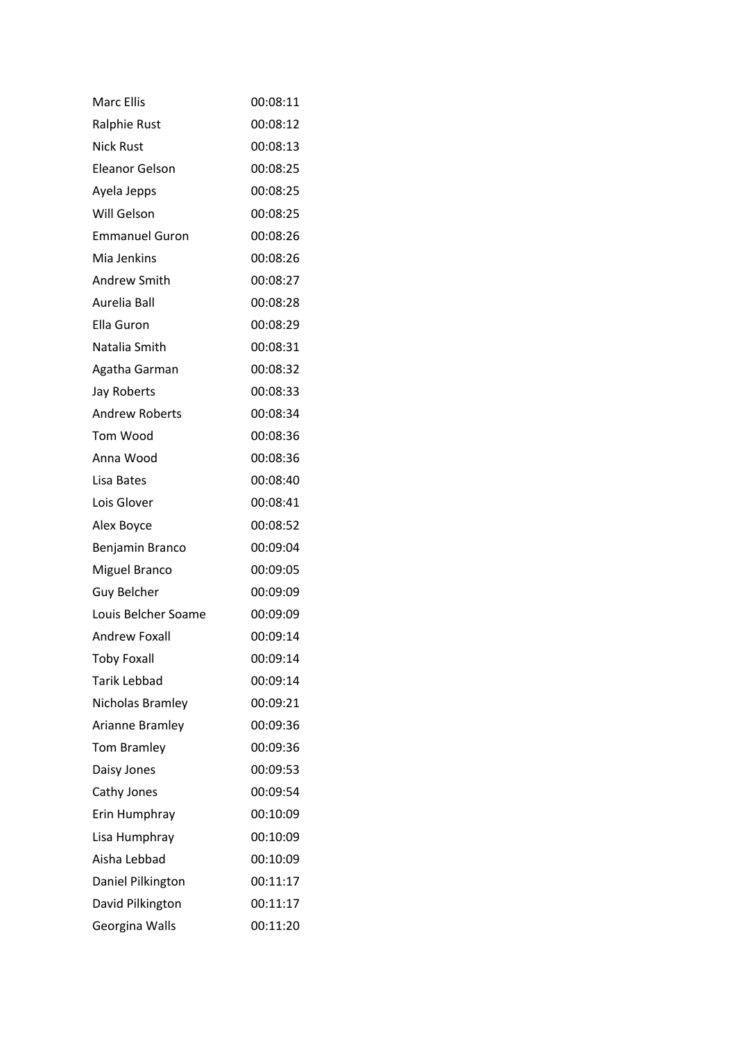| | |
|---|---|
| Marc Ellis | 00:08:11 |
| Ralphie Rust | 00:08:12 |
| Nick Rust | 00:08:13 |
| Eleanor Gelson | 00:08:25 |
| Ayela Jepps | 00:08:25 |
| Will Gelson | 00:08:25 |
| Emmanuel Guron | 00:08:26 |
| Mia Jenkins | 00:08:26 |
| Andrew Smith | 00:08:27 |
| Aurelia Ball | 00:08:28 |
| Ella Guron | 00:08:29 |
| Natalia Smith | 00:08:31 |
| Agatha Garman | 00:08:32 |
| Jay Roberts | 00:08:33 |
| Andrew Roberts | 00:08:34 |
| Tom Wood | 00:08:36 |
| Anna Wood | 00:08:36 |
| Lisa Bates | 00:08:40 |
| Lois Glover | 00:08:41 |
| Alex Boyce | 00:08:52 |
| Benjamin Branco | 00:09:04 |
| Miguel Branco | 00:09:05 |
| Guy Belcher | 00:09:09 |
| Louis Belcher Soame | 00:09:09 |
| Andrew Foxall | 00:09:14 |
| Toby Foxall | 00:09:14 |
| Tarik Lebbad | 00:09:14 |
| Nicholas Bramley | 00:09:21 |
| Arianne Bramley | 00:09:36 |
| Tom Bramley | 00:09:36 |
| Daisy Jones | 00:09:53 |
| Cathy Jones | 00:09:54 |
| Erin Humphray | 00:10:09 |
| Lisa Humphray | 00:10:09 |
| Aisha Lebbad | 00:10:09 |
| Daniel Pilkington | 00:11:17 |
| David Pilkington | 00:11:17 |
| Georgina Walls | 00:11:20 |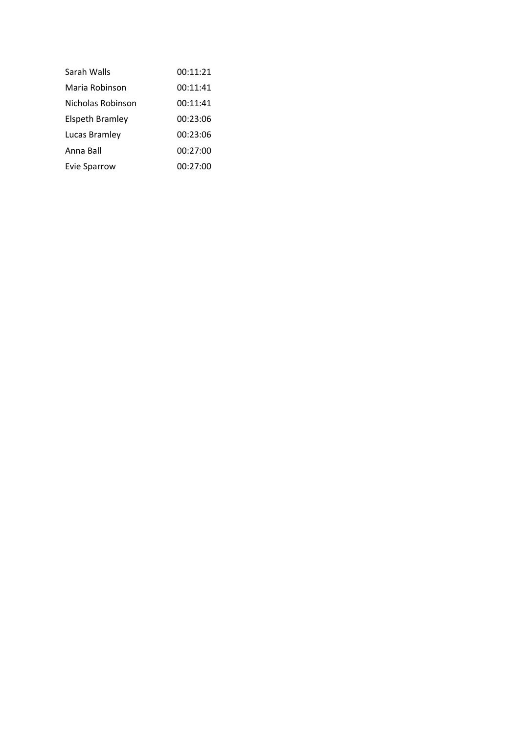| | |
|---|---|
| Sarah Walls | 00:11:21 |
| Maria Robinson | 00:11:41 |
| Nicholas Robinson | 00:11:41 |
| Elspeth Bramley | 00:23:06 |
| Lucas Bramley | 00:23:06 |
| Anna Ball | 00:27:00 |
| Evie Sparrow | 00:27:00 |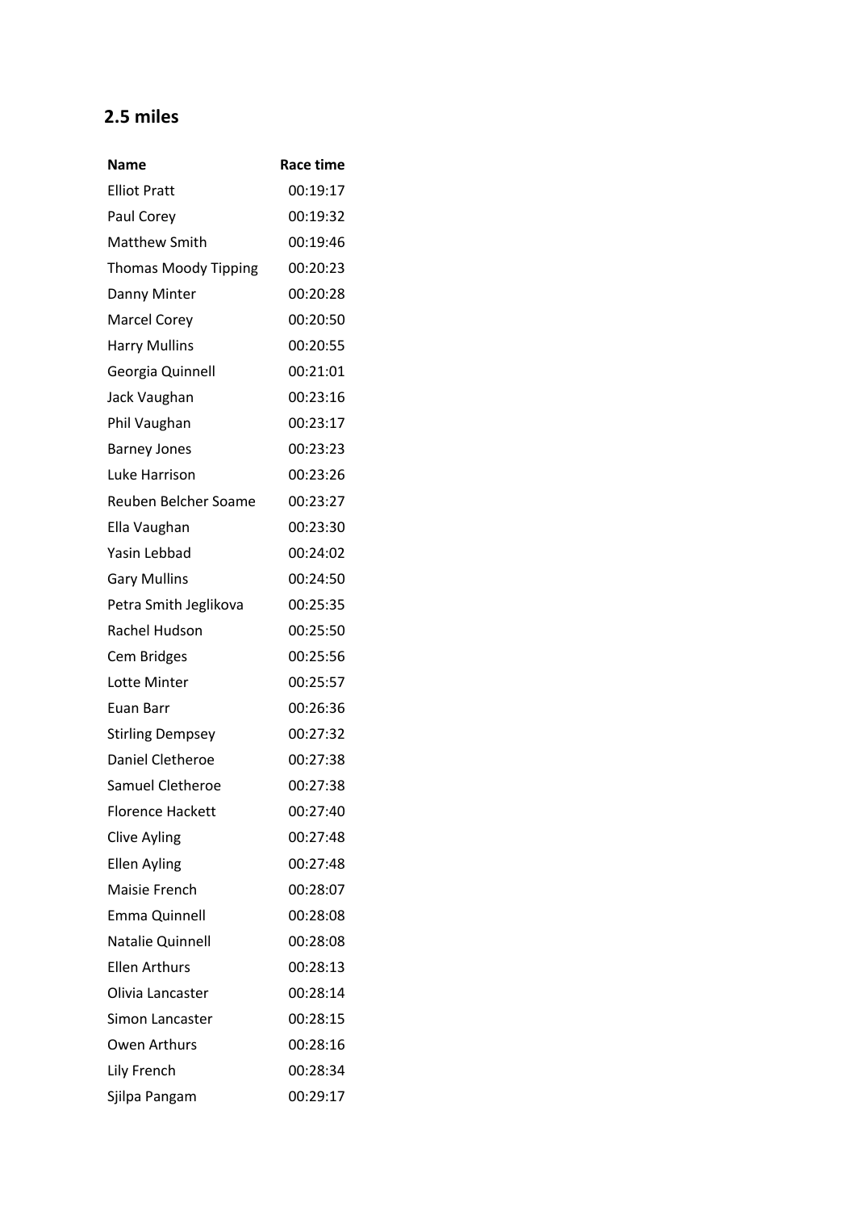## 2.5 miles

| Name | Race time |
|---|---|
| Elliot Pratt | 00:19:17 |
| Paul Corey | 00:19:32 |
| Matthew Smith | 00:19:46 |
| Thomas Moody Tipping | 00:20:23 |
| Danny Minter | 00:20:28 |
| Marcel Corey | 00:20:50 |
| Harry Mullins | 00:20:55 |
| Georgia Quinnell | 00:21:01 |
| Jack Vaughan | 00:23:16 |
| Phil Vaughan | 00:23:17 |
| Barney Jones | 00:23:23 |
| Luke Harrison | 00:23:26 |
| Reuben Belcher Soame | 00:23:27 |
| Ella Vaughan | 00:23:30 |
| Yasin Lebbad | 00:24:02 |
| Gary Mullins | 00:24:50 |
| Petra Smith Jeglikova | 00:25:35 |
| Rachel Hudson | 00:25:50 |
| Cem Bridges | 00:25:56 |
| Lotte Minter | 00:25:57 |
| Euan Barr | 00:26:36 |
| Stirling Dempsey | 00:27:32 |
| Daniel Cletheroe | 00:27:38 |
| Samuel Cletheroe | 00:27:38 |
| Florence Hackett | 00:27:40 |
| Clive Ayling | 00:27:48 |
| Ellen Ayling | 00:27:48 |
| Maisie French | 00:28:07 |
| Emma Quinnell | 00:28:08 |
| Natalie Quinnell | 00:28:08 |
| Ellen Arthurs | 00:28:13 |
| Olivia Lancaster | 00:28:14 |
| Simon Lancaster | 00:28:15 |
| Owen Arthurs | 00:28:16 |
| Lily French | 00:28:34 |
| Sjilpa Pangam | 00:29:17 |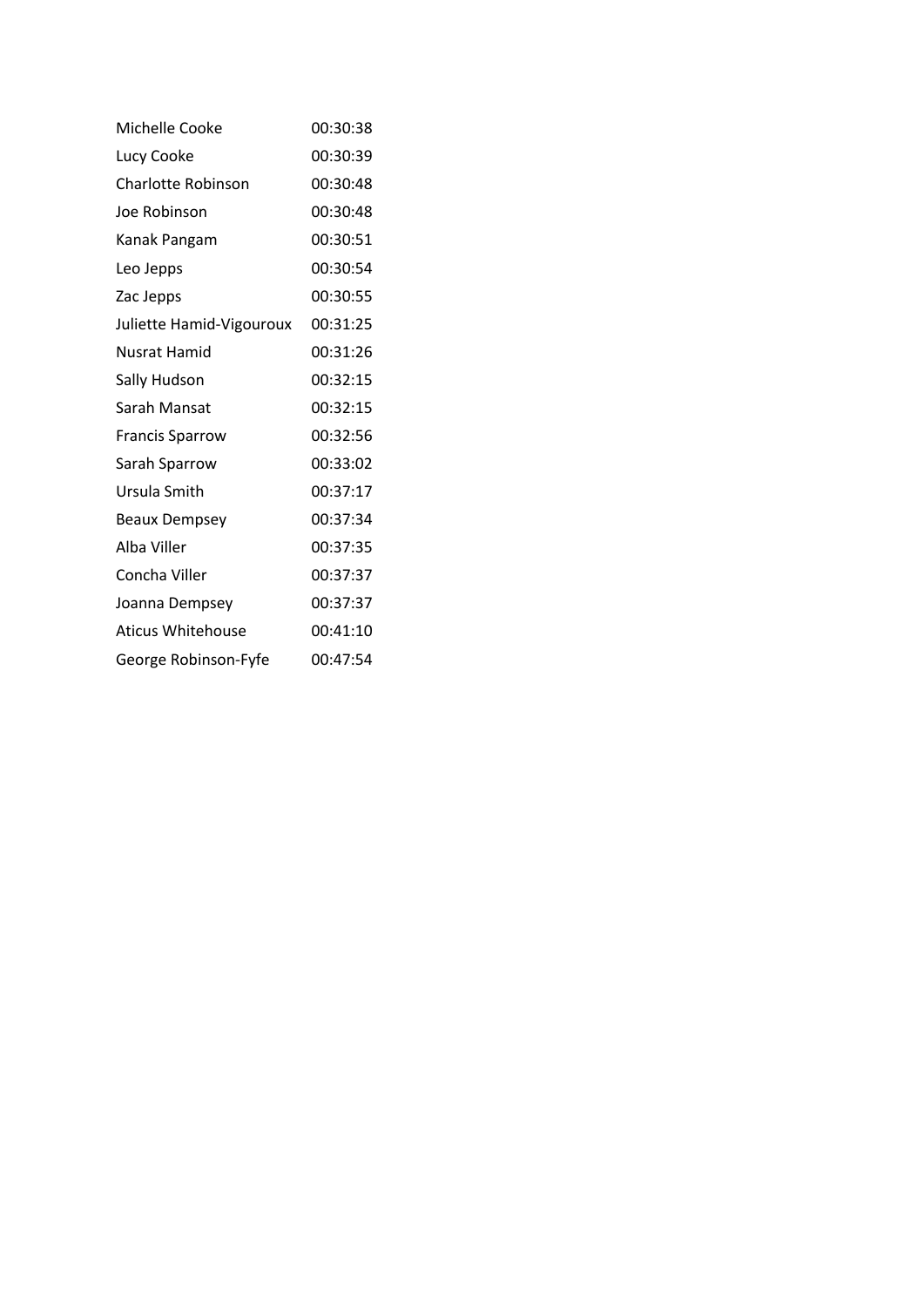| | |
|---|---|
| Michelle Cooke | 00:30:38 |
| Lucy Cooke | 00:30:39 |
| Charlotte Robinson | 00:30:48 |
| Joe Robinson | 00:30:48 |
| Kanak Pangam | 00:30:51 |
| Leo Jepps | 00:30:54 |
| Zac Jepps | 00:30:55 |
| Juliette Hamid-Vigouroux | 00:31:25 |
| Nusrat Hamid | 00:31:26 |
| Sally Hudson | 00:32:15 |
| Sarah Mansat | 00:32:15 |
| Francis Sparrow | 00:32:56 |
| Sarah Sparrow | 00:33:02 |
| Ursula Smith | 00:37:17 |
| Beaux Dempsey | 00:37:34 |
| Alba Viller | 00:37:35 |
| Concha Viller | 00:37:37 |
| Joanna Dempsey | 00:37:37 |
| Aticus Whitehouse | 00:41:10 |
| George Robinson-Fyfe | 00:47:54 |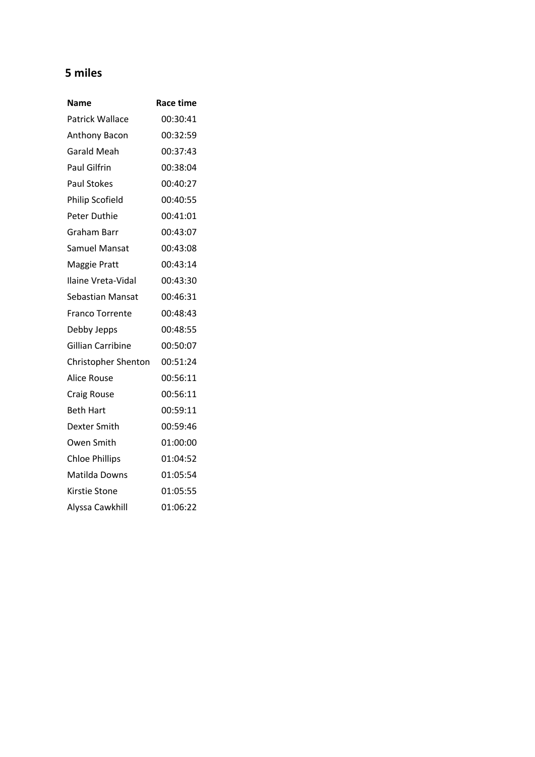## 5 miles

| Name | Race time |
|---|---|
| Patrick Wallace | 00:30:41 |
| Anthony Bacon | 00:32:59 |
| Garald Meah | 00:37:43 |
| Paul Gilfrin | 00:38:04 |
| Paul Stokes | 00:40:27 |
| Philip Scofield | 00:40:55 |
| Peter Duthie | 00:41:01 |
| Graham Barr | 00:43:07 |
| Samuel Mansat | 00:43:08 |
| Maggie Pratt | 00:43:14 |
| Ilaine Vreta-Vidal | 00:43:30 |
| Sebastian Mansat | 00:46:31 |
| Franco Torrente | 00:48:43 |
| Debby Jepps | 00:48:55 |
| Gillian Carribine | 00:50:07 |
| Christopher Shenton | 00:51:24 |
| Alice Rouse | 00:56:11 |
| Craig Rouse | 00:56:11 |
| Beth Hart | 00:59:11 |
| Dexter Smith | 00:59:46 |
| Owen Smith | 01:00:00 |
| Chloe Phillips | 01:04:52 |
| Matilda Downs | 01:05:54 |
| Kirstie Stone | 01:05:55 |
| Alyssa Cawkhill | 01:06:22 |